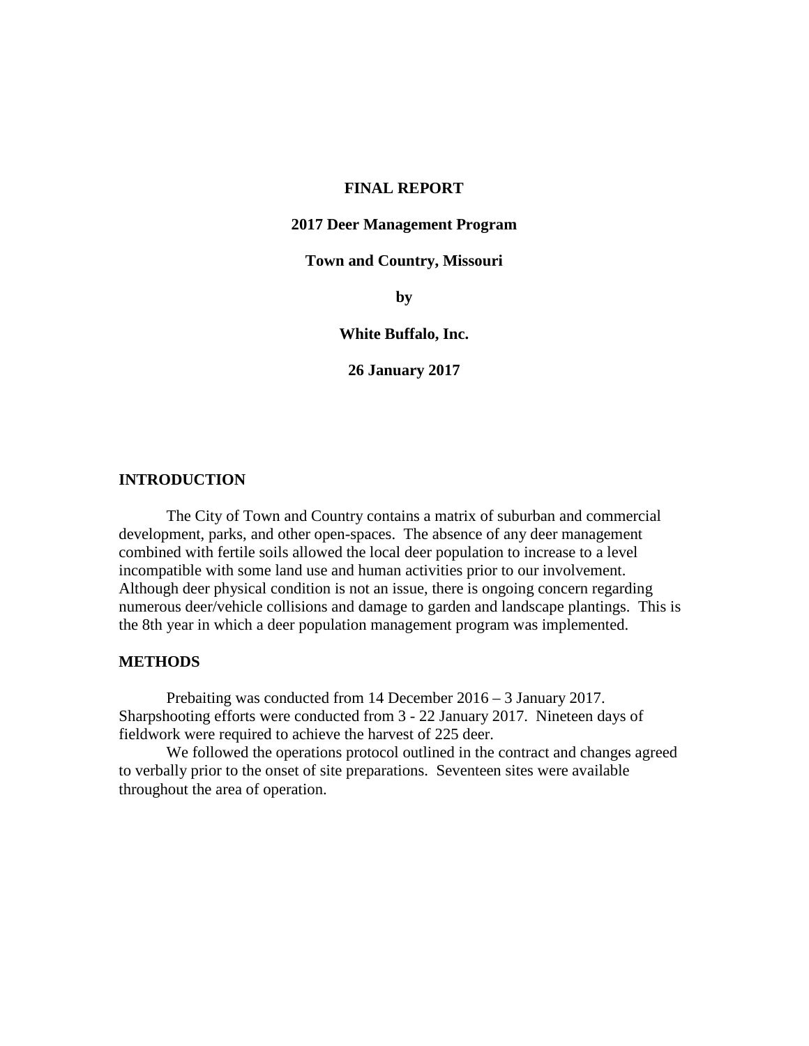# FINAL REPORT

## 2017 Deer Management Program

## Town and Country, Missouri

**by**

**White Buffalo, Inc.**

**26 January 2017**

## INTRODUCTION

The City of Town and Country contains a matrix of suburban and commercial development, parks, and other open-spaces. The absence of any deer management combined with fertile soils allowed the local deer population to increase to a level incompatible with some land use and human activities prior to our involvement. Although deer physical condition is not an issue, there is ongoing concern regarding numerous deer/vehicle collisions and damage to garden and landscape plantings. This is the 8th year in which a deer population management program was implemented.

## METHODS

Prebaiting was conducted from 14 December 2016 – 3 January 2017. Sharpshooting efforts were conducted from 3 - 22 January 2017. Nineteen days of fieldwork were required to achieve the harvest of 225 deer.

We followed the operations protocol outlined in the contract and changes agreed to verbally prior to the onset of site preparations. Seventeen sites were available throughout the area of operation.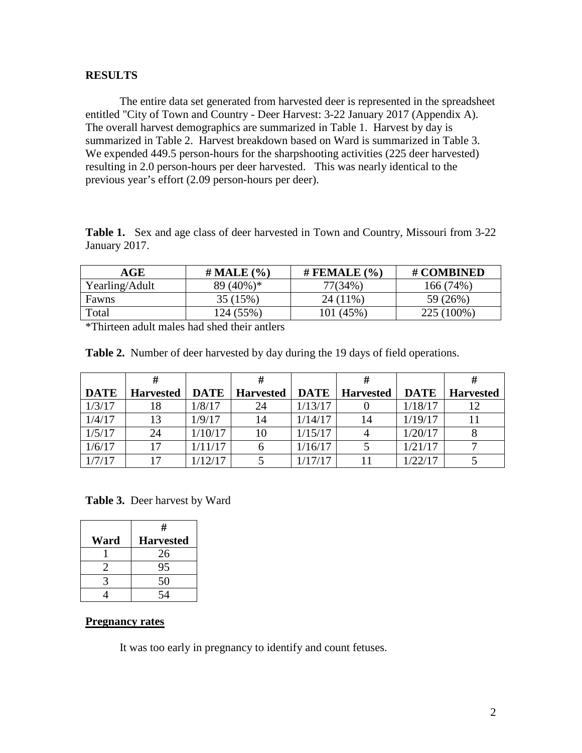## RESULTS

The entire data set generated from harvested deer is represented in the spreadsheet entitled "City of Town and Country - Deer Harvest: 3-22 January 2017 (Appendix A). The overall harvest demographics are summarized in Table 1. Harvest by day is summarized in Table 2. Harvest breakdown based on Ward is summarized in Table 3. We expended 449.5 person-hours for the sharpshooting activities (225 deer harvested) resulting in 2.0 person-hours per deer harvested. This was nearly identical to the previous year's effort (2.09 person-hours per deer).

**Table 1.** Sex and age class of deer harvested in Town and Country, Missouri from 3-22 January 2017.

| AGE | # MALE (%) | # FEMALE (%) | # COMBINED |
|---|---|---|---|
| Yearling/Adult | 89 (40%)* | 77(34%) | 166 (74%) |
| Fawns | 35 (15%) | 24 (11%) | 59 (26%) |
| Total | 124 (55%) | 101 (45%) | 225 (100%) |

*Thirteen adult males had shed their antlers

**Table 2.** Number of deer harvested by day during the 19 days of field operations.

| DATE | # Harvested | DATE | # Harvested | DATE | # Harvested | DATE | # Harvested |
|---|---|---|---|---|---|---|---|
| 1/3/17 | 18 | 1/8/17 | 24 | 1/13/17 | 0 | 1/18/17 | 12 |
| 1/4/17 | 13 | 1/9/17 | 14 | 1/14/17 | 14 | 1/19/17 | 11 |
| 1/5/17 | 24 | 1/10/17 | 10 | 1/15/17 | 4 | 1/20/17 | 8 |
| 1/6/17 | 17 | 1/11/17 | 6 | 1/16/17 | 5 | 1/21/17 | 7 |
| 1/7/17 | 17 | 1/12/17 | 5 | 1/17/17 | 11 | 1/22/17 | 5 |

**Table 3.** Deer harvest by Ward

| Ward | # Harvested |
|---|---|
| 1 | 26 |
| 2 | 95 |
| 3 | 50 |
| 4 | 54 |

**Pregnancy rates**

It was too early in pregnancy to identify and count fetuses.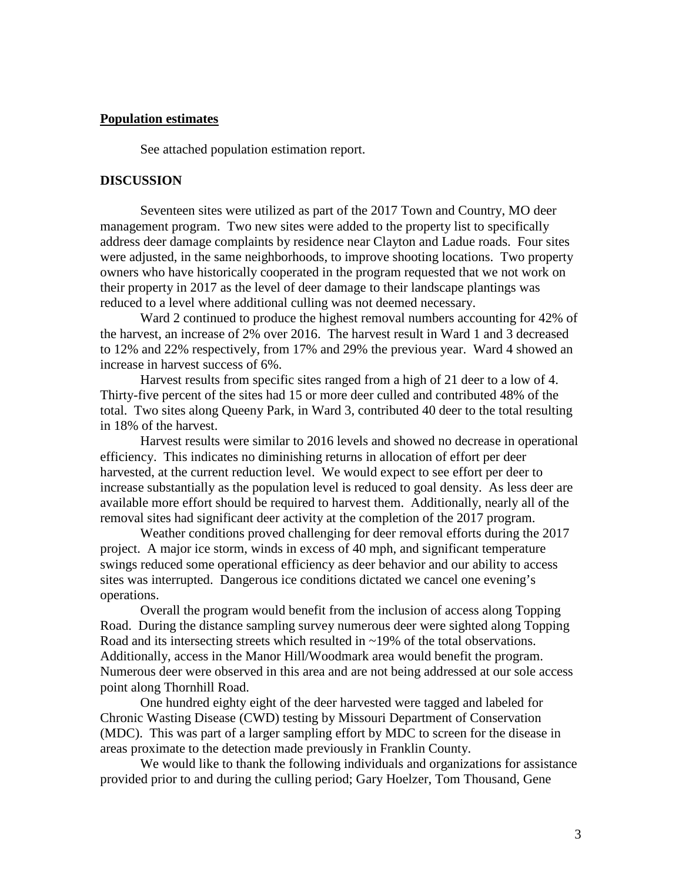**Population estimates**

See attached population estimation report.

**DISCUSSION**

Seventeen sites were utilized as part of the 2017 Town and Country, MO deer management program. Two new sites were added to the property list to specifically address deer damage complaints by residence near Clayton and Ladue roads. Four sites were adjusted, in the same neighborhoods, to improve shooting locations. Two property owners who have historically cooperated in the program requested that we not work on their property in 2017 as the level of deer damage to their landscape plantings was reduced to a level where additional culling was not deemed necessary.

Ward 2 continued to produce the highest removal numbers accounting for 42% of the harvest, an increase of 2% over 2016. The harvest result in Ward 1 and 3 decreased to 12% and 22% respectively, from 17% and 29% the previous year. Ward 4 showed an increase in harvest success of 6%.

Harvest results from specific sites ranged from a high of 21 deer to a low of 4. Thirty-five percent of the sites had 15 or more deer culled and contributed 48% of the total. Two sites along Queeny Park, in Ward 3, contributed 40 deer to the total resulting in 18% of the harvest.

Harvest results were similar to 2016 levels and showed no decrease in operational efficiency. This indicates no diminishing returns in allocation of effort per deer harvested, at the current reduction level. We would expect to see effort per deer to increase substantially as the population level is reduced to goal density. As less deer are available more effort should be required to harvest them. Additionally, nearly all of the removal sites had significant deer activity at the completion of the 2017 program.

Weather conditions proved challenging for deer removal efforts during the 2017 project. A major ice storm, winds in excess of 40 mph, and significant temperature swings reduced some operational efficiency as deer behavior and our ability to access sites was interrupted. Dangerous ice conditions dictated we cancel one evening's operations.

Overall the program would benefit from the inclusion of access along Topping Road. During the distance sampling survey numerous deer were sighted along Topping Road and its intersecting streets which resulted in ~19% of the total observations. Additionally, access in the Manor Hill/Woodmark area would benefit the program. Numerous deer were observed in this area and are not being addressed at our sole access point along Thornhill Road.

One hundred eighty eight of the deer harvested were tagged and labeled for Chronic Wasting Disease (CWD) testing by Missouri Department of Conservation (MDC). This was part of a larger sampling effort by MDC to screen for the disease in areas proximate to the detection made previously in Franklin County.

We would like to thank the following individuals and organizations for assistance provided prior to and during the culling period; Gary Hoelzer, Tom Thousand, Gene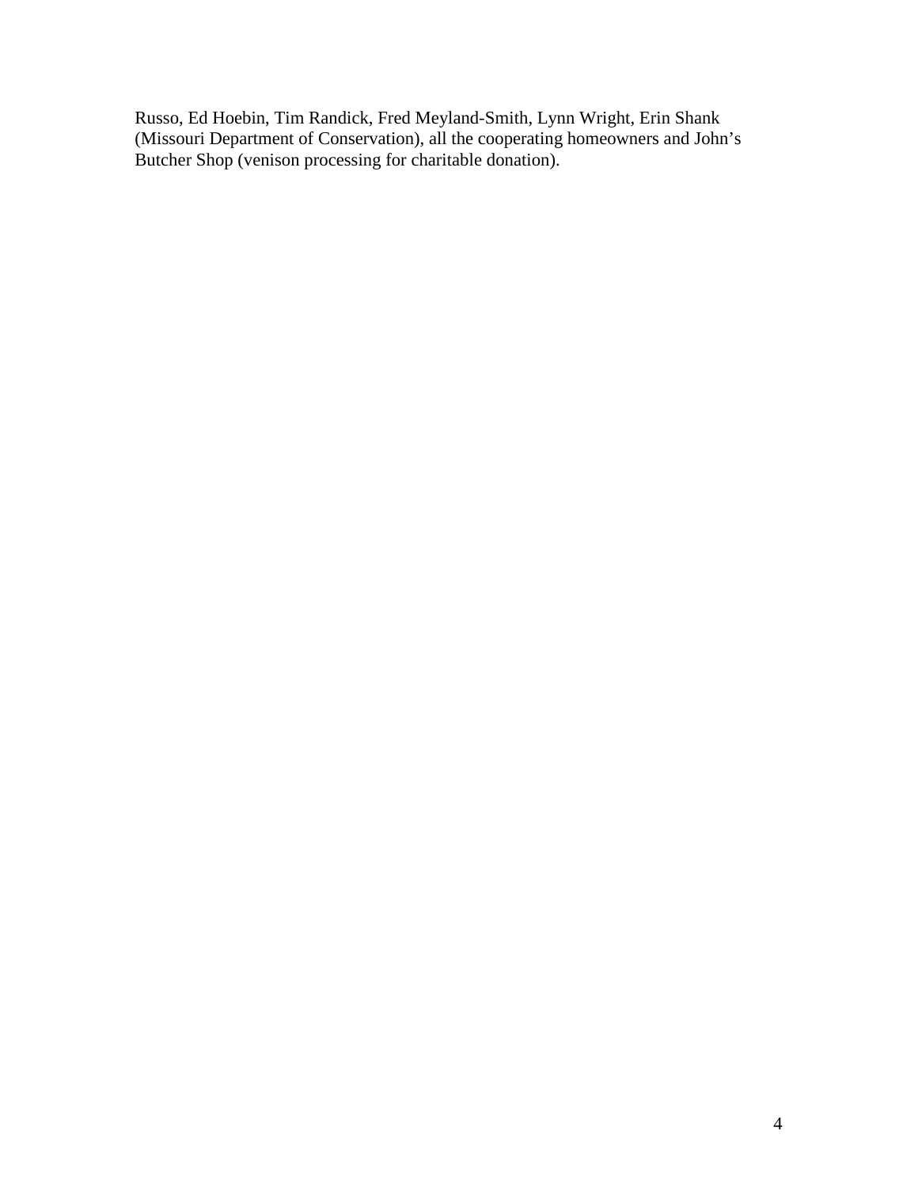Russo, Ed Hoebin, Tim Randick, Fred Meyland-Smith, Lynn Wright, Erin Shank (Missouri Department of Conservation), all the cooperating homeowners and John's Butcher Shop (venison processing for charitable donation).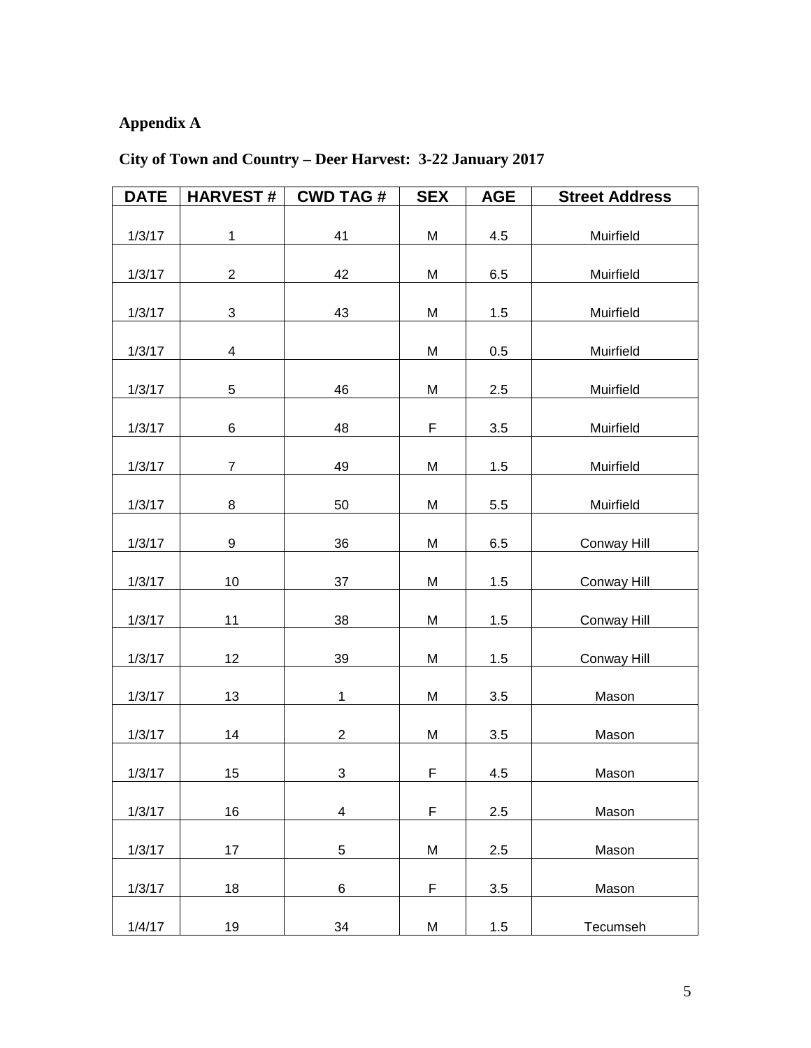**Appendix A**

**City of Town and Country – Deer Harvest: 3-22 January 2017**

| DATE | HARVEST # | CWD TAG # | SEX | AGE | Street Address |
|---|---|---|---|---|---|
| 1/3/17 | 1 | 41 | M | 4.5 | Muirfield |
| 1/3/17 | 2 | 42 | M | 6.5 | Muirfield |
| 1/3/17 | 3 | 43 | M | 1.5 | Muirfield |
| 1/3/17 | 4 | | M | 0.5 | Muirfield |
| 1/3/17 | 5 | 46 | M | 2.5 | Muirfield |
| 1/3/17 | 6 | 48 | F | 3.5 | Muirfield |
| 1/3/17 | 7 | 49 | M | 1.5 | Muirfield |
| 1/3/17 | 8 | 50 | M | 5.5 | Muirfield |
| 1/3/17 | 9 | 36 | M | 6.5 | Conway Hill |
| 1/3/17 | 10 | 37 | M | 1.5 | Conway Hill |
| 1/3/17 | 11 | 38 | M | 1.5 | Conway Hill |
| 1/3/17 | 12 | 39 | M | 1.5 | Conway Hill |
| 1/3/17 | 13 | 1 | M | 3.5 | Mason |
| 1/3/17 | 14 | 2 | M | 3.5 | Mason |
| 1/3/17 | 15 | 3 | F | 4.5 | Mason |
| 1/3/17 | 16 | 4 | F | 2.5 | Mason |
| 1/3/17 | 17 | 5 | M | 2.5 | Mason |
| 1/3/17 | 18 | 6 | F | 3.5 | Mason |
| 1/4/17 | 19 | 34 | M | 1.5 | Tecumseh |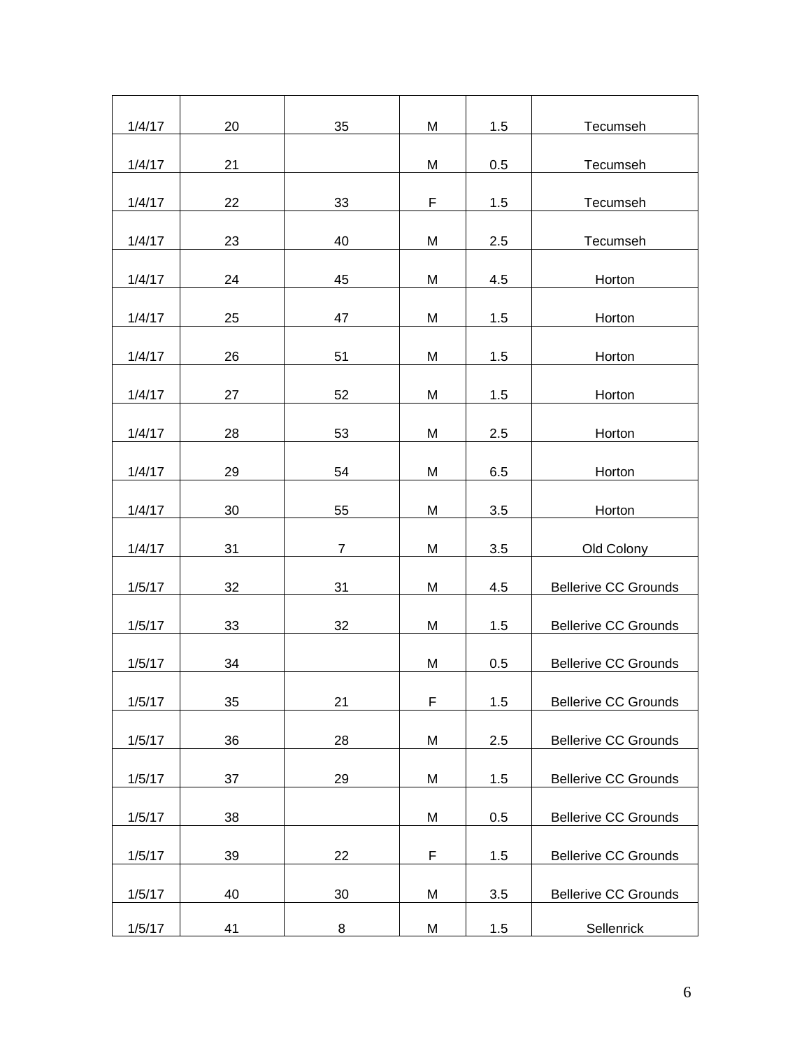| 1/4/17 | 20 | 35 | M | 1.5 | Tecumseh |
|---|---|---|---|---|---|
| 1/4/17 | 21 | | M | 0.5 | Tecumseh |
| 1/4/17 | 22 | 33 | F | 1.5 | Tecumseh |
| 1/4/17 | 23 | 40 | M | 2.5 | Tecumseh |
| 1/4/17 | 24 | 45 | M | 4.5 | Horton |
| 1/4/17 | 25 | 47 | M | 1.5 | Horton |
| 1/4/17 | 26 | 51 | M | 1.5 | Horton |
| 1/4/17 | 27 | 52 | M | 1.5 | Horton |
| 1/4/17 | 28 | 53 | M | 2.5 | Horton |
| 1/4/17 | 29 | 54 | M | 6.5 | Horton |
| 1/4/17 | 30 | 55 | M | 3.5 | Horton |
| 1/4/17 | 31 | 7 | M | 3.5 | Old Colony |
| 1/5/17 | 32 | 31 | M | 4.5 | Bellerive CC Grounds |
| 1/5/17 | 33 | 32 | M | 1.5 | Bellerive CC Grounds |
| 1/5/17 | 34 | | M | 0.5 | Bellerive CC Grounds |
| 1/5/17 | 35 | 21 | F | 1.5 | Bellerive CC Grounds |
| 1/5/17 | 36 | 28 | M | 2.5 | Bellerive CC Grounds |
| 1/5/17 | 37 | 29 | M | 1.5 | Bellerive CC Grounds |
| 1/5/17 | 38 | | M | 0.5 | Bellerive CC Grounds |
| 1/5/17 | 39 | 22 | F | 1.5 | Bellerive CC Grounds |
| 1/5/17 | 40 | 30 | M | 3.5 | Bellerive CC Grounds |
| 1/5/17 | 41 | 8 | M | 1.5 | Sellenrick |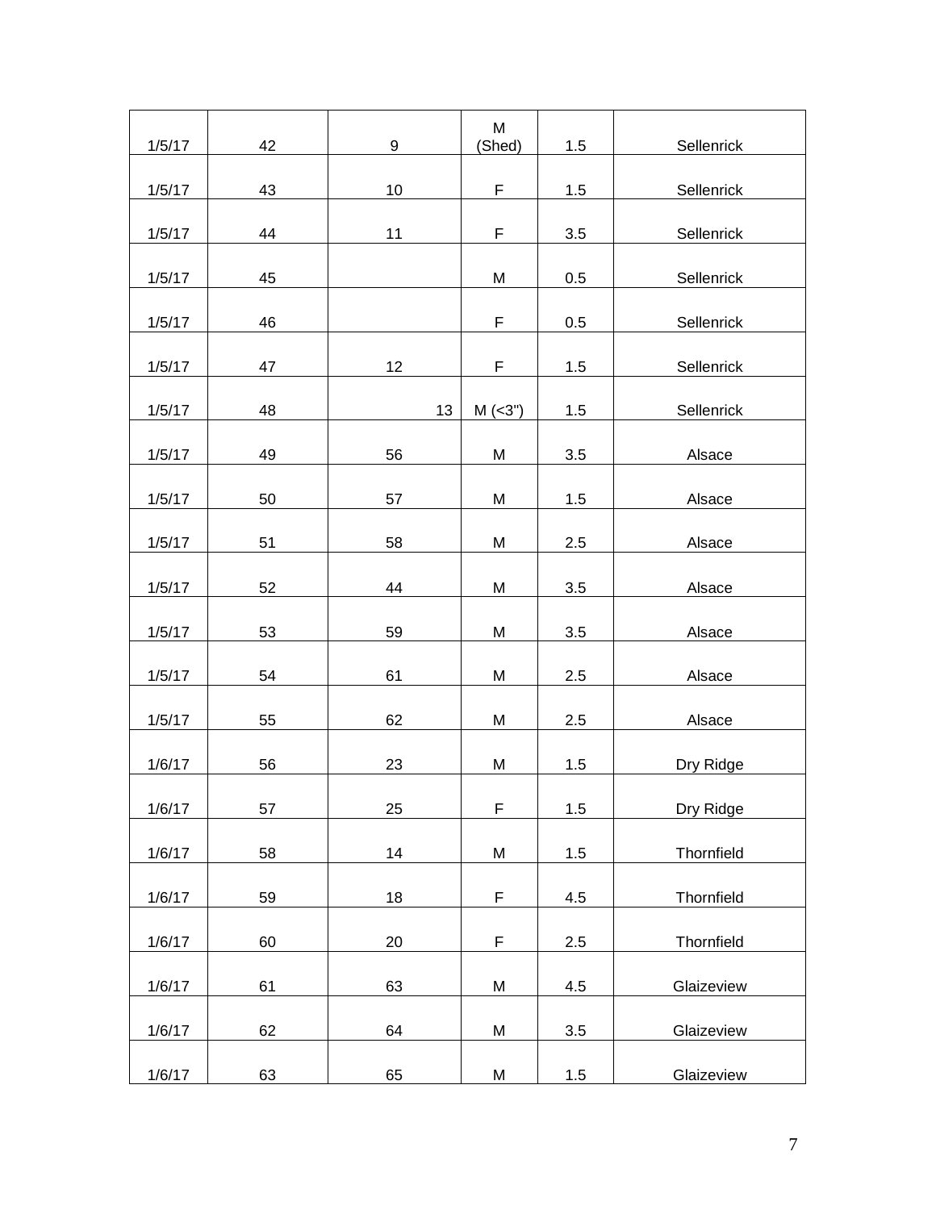| | | | | | |
|---|---|---|---|---|---|
| 1/5/17 | 42 | 9 | M (Shed) | 1.5 | Sellenrick |
| 1/5/17 | 43 | 10 | F | 1.5 | Sellenrick |
| 1/5/17 | 44 | 11 | F | 3.5 | Sellenrick |
| 1/5/17 | 45 | | M | 0.5 | Sellenrick |
| 1/5/17 | 46 | | F | 0.5 | Sellenrick |
| 1/5/17 | 47 | 12 | F | 1.5 | Sellenrick |
| 1/5/17 | 48 | 13 | M (<3") | 1.5 | Sellenrick |
| 1/5/17 | 49 | 56 | M | 3.5 | Alsace |
| 1/5/17 | 50 | 57 | M | 1.5 | Alsace |
| 1/5/17 | 51 | 58 | M | 2.5 | Alsace |
| 1/5/17 | 52 | 44 | M | 3.5 | Alsace |
| 1/5/17 | 53 | 59 | M | 3.5 | Alsace |
| 1/5/17 | 54 | 61 | M | 2.5 | Alsace |
| 1/5/17 | 55 | 62 | M | 2.5 | Alsace |
| 1/6/17 | 56 | 23 | M | 1.5 | Dry Ridge |
| 1/6/17 | 57 | 25 | F | 1.5 | Dry Ridge |
| 1/6/17 | 58 | 14 | M | 1.5 | Thornfield |
| 1/6/17 | 59 | 18 | F | 4.5 | Thornfield |
| 1/6/17 | 60 | 20 | F | 2.5 | Thornfield |
| 1/6/17 | 61 | 63 | M | 4.5 | Glaizeview |
| 1/6/17 | 62 | 64 | M | 3.5 | Glaizeview |
| 1/6/17 | 63 | 65 | M | 1.5 | Glaizeview |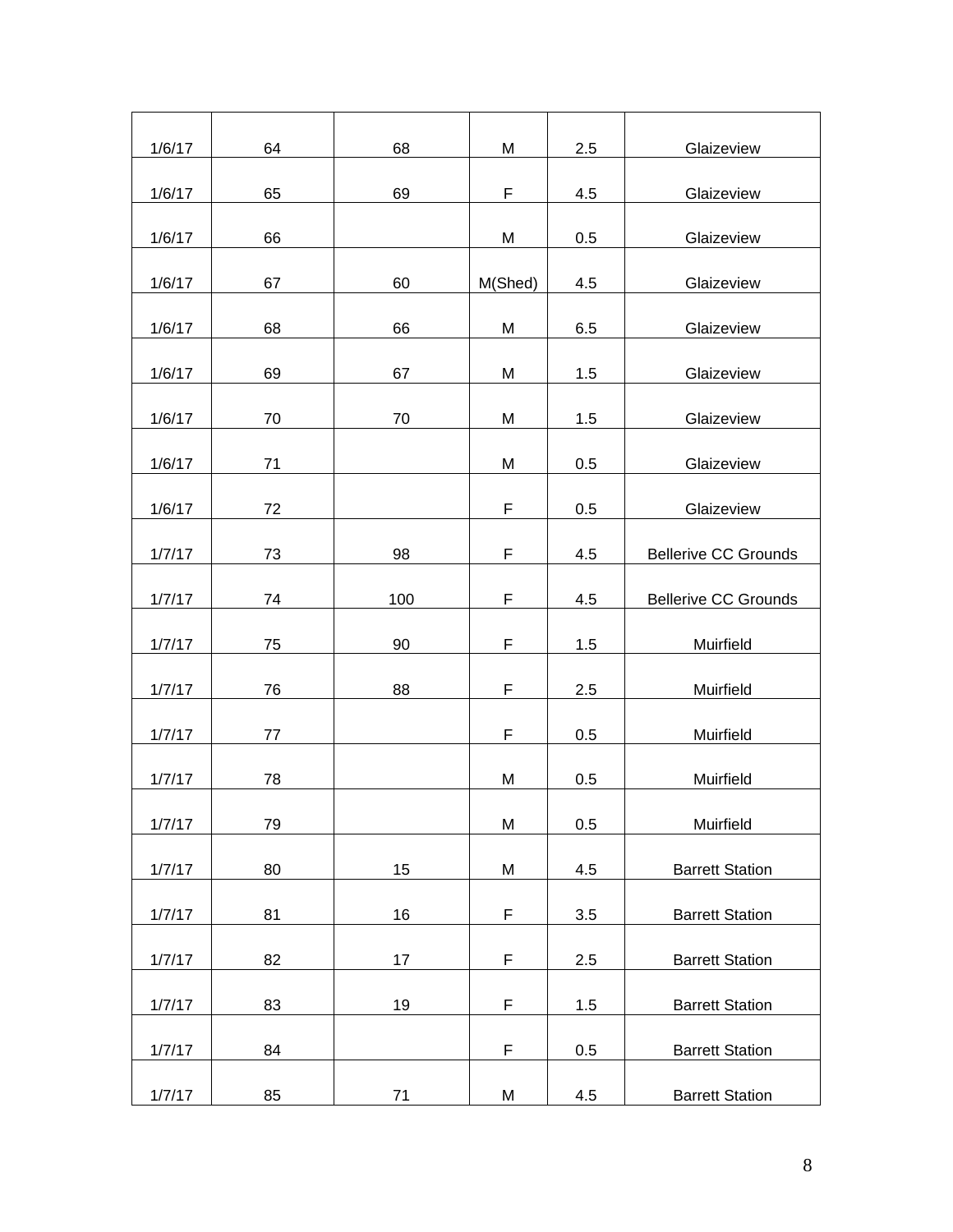| | | | | | |
|---|---|---|---|---|---|
| 1/6/17 | 64 | 68 | M | 2.5 | Glaizeview |
| 1/6/17 | 65 | 69 | F | 4.5 | Glaizeview |
| 1/6/17 | 66 | | M | 0.5 | Glaizeview |
| 1/6/17 | 67 | 60 | M(Shed) | 4.5 | Glaizeview |
| 1/6/17 | 68 | 66 | M | 6.5 | Glaizeview |
| 1/6/17 | 69 | 67 | M | 1.5 | Glaizeview |
| 1/6/17 | 70 | 70 | M | 1.5 | Glaizeview |
| 1/6/17 | 71 | | M | 0.5 | Glaizeview |
| 1/6/17 | 72 | | F | 0.5 | Glaizeview |
| 1/7/17 | 73 | 98 | F | 4.5 | Bellerive CC Grounds |
| 1/7/17 | 74 | 100 | F | 4.5 | Bellerive CC Grounds |
| 1/7/17 | 75 | 90 | F | 1.5 | Muirfield |
| 1/7/17 | 76 | 88 | F | 2.5 | Muirfield |
| 1/7/17 | 77 | | F | 0.5 | Muirfield |
| 1/7/17 | 78 | | M | 0.5 | Muirfield |
| 1/7/17 | 79 | | M | 0.5 | Muirfield |
| 1/7/17 | 80 | 15 | M | 4.5 | Barrett Station |
| 1/7/17 | 81 | 16 | F | 3.5 | Barrett Station |
| 1/7/17 | 82 | 17 | F | 2.5 | Barrett Station |
| 1/7/17 | 83 | 19 | F | 1.5 | Barrett Station |
| 1/7/17 | 84 | | F | 0.5 | Barrett Station |
| 1/7/17 | 85 | 71 | M | 4.5 | Barrett Station |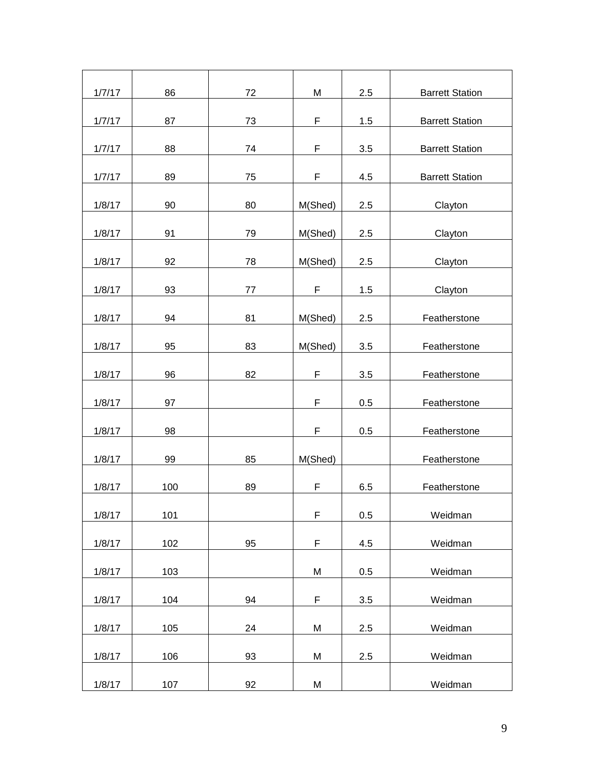| | | | | | |
|---|---|---|---|---|---|
| 1/7/17 | 86 | 72 | M | 2.5 | Barrett Station |
| 1/7/17 | 87 | 73 | F | 1.5 | Barrett Station |
| 1/7/17 | 88 | 74 | F | 3.5 | Barrett Station |
| 1/7/17 | 89 | 75 | F | 4.5 | Barrett Station |
| 1/8/17 | 90 | 80 | M(Shed) | 2.5 | Clayton |
| 1/8/17 | 91 | 79 | M(Shed) | 2.5 | Clayton |
| 1/8/17 | 92 | 78 | M(Shed) | 2.5 | Clayton |
| 1/8/17 | 93 | 77 | F | 1.5 | Clayton |
| 1/8/17 | 94 | 81 | M(Shed) | 2.5 | Featherstone |
| 1/8/17 | 95 | 83 | M(Shed) | 3.5 | Featherstone |
| 1/8/17 | 96 | 82 | F | 3.5 | Featherstone |
| 1/8/17 | 97 | | F | 0.5 | Featherstone |
| 1/8/17 | 98 | | F | 0.5 | Featherstone |
| 1/8/17 | 99 | 85 | M(Shed) | | Featherstone |
| 1/8/17 | 100 | 89 | F | 6.5 | Featherstone |
| 1/8/17 | 101 | | F | 0.5 | Weidman |
| 1/8/17 | 102 | 95 | F | 4.5 | Weidman |
| 1/8/17 | 103 | | M | 0.5 | Weidman |
| 1/8/17 | 104 | 94 | F | 3.5 | Weidman |
| 1/8/17 | 105 | 24 | M | 2.5 | Weidman |
| 1/8/17 | 106 | 93 | M | 2.5 | Weidman |
| 1/8/17 | 107 | 92 | M | | Weidman |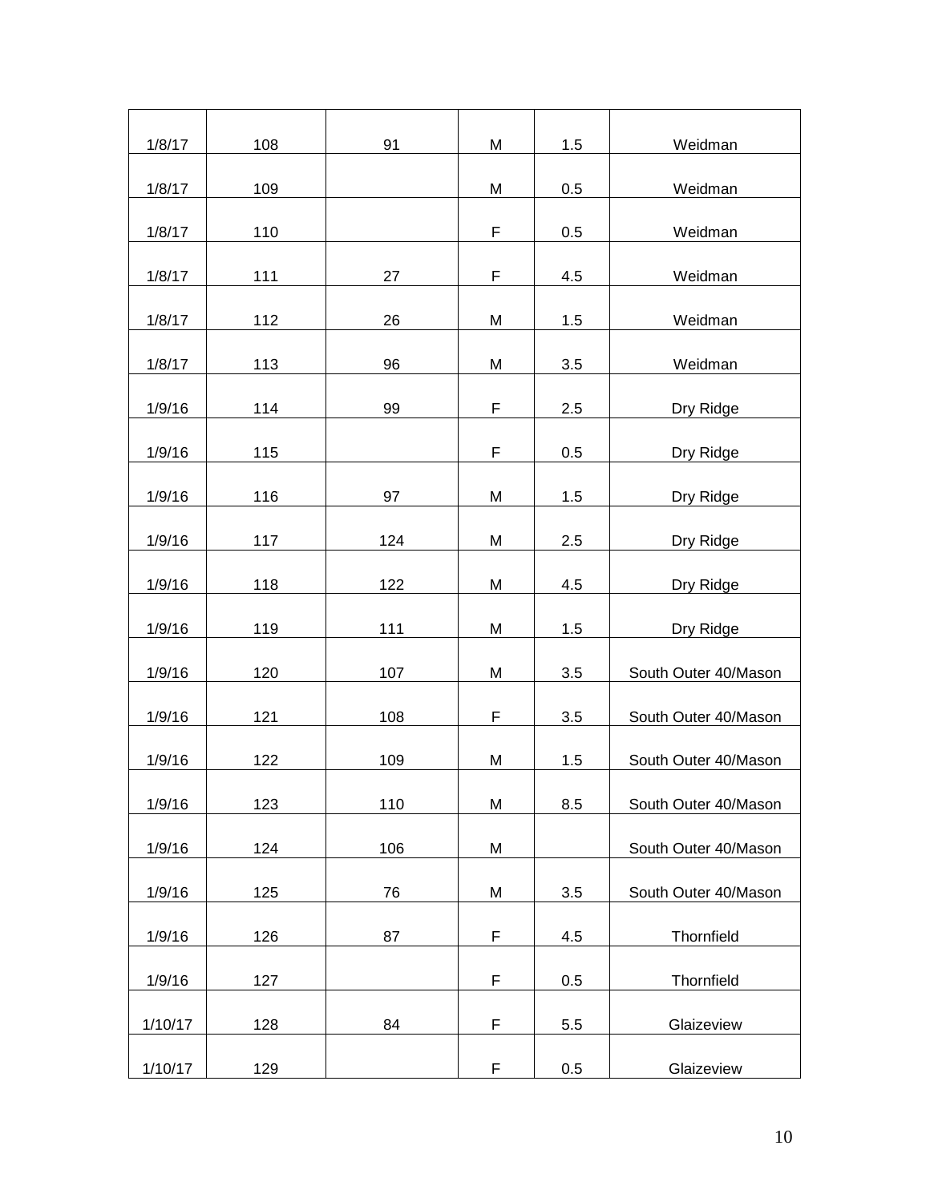| | | | | | |
|---|---|---|---|---|---|
| 1/8/17 | 108 | 91 | M | 1.5 | Weidman |
| 1/8/17 | 109 | | M | 0.5 | Weidman |
| 1/8/17 | 110 | | F | 0.5 | Weidman |
| 1/8/17 | 111 | 27 | F | 4.5 | Weidman |
| 1/8/17 | 112 | 26 | M | 1.5 | Weidman |
| 1/8/17 | 113 | 96 | M | 3.5 | Weidman |
| 1/9/16 | 114 | 99 | F | 2.5 | Dry Ridge |
| 1/9/16 | 115 | | F | 0.5 | Dry Ridge |
| 1/9/16 | 116 | 97 | M | 1.5 | Dry Ridge |
| 1/9/16 | 117 | 124 | M | 2.5 | Dry Ridge |
| 1/9/16 | 118 | 122 | M | 4.5 | Dry Ridge |
| 1/9/16 | 119 | 111 | M | 1.5 | Dry Ridge |
| 1/9/16 | 120 | 107 | M | 3.5 | South Outer 40/Mason |
| 1/9/16 | 121 | 108 | F | 3.5 | South Outer 40/Mason |
| 1/9/16 | 122 | 109 | M | 1.5 | South Outer 40/Mason |
| 1/9/16 | 123 | 110 | M | 8.5 | South Outer 40/Mason |
| 1/9/16 | 124 | 106 | M | | South Outer 40/Mason |
| 1/9/16 | 125 | 76 | M | 3.5 | South Outer 40/Mason |
| 1/9/16 | 126 | 87 | F | 4.5 | Thornfield |
| 1/9/16 | 127 | | F | 0.5 | Thornfield |
| 1/10/17 | 128 | 84 | F | 5.5 | Glaizeview |
| 1/10/17 | 129 | | F | 0.5 | Glaizeview |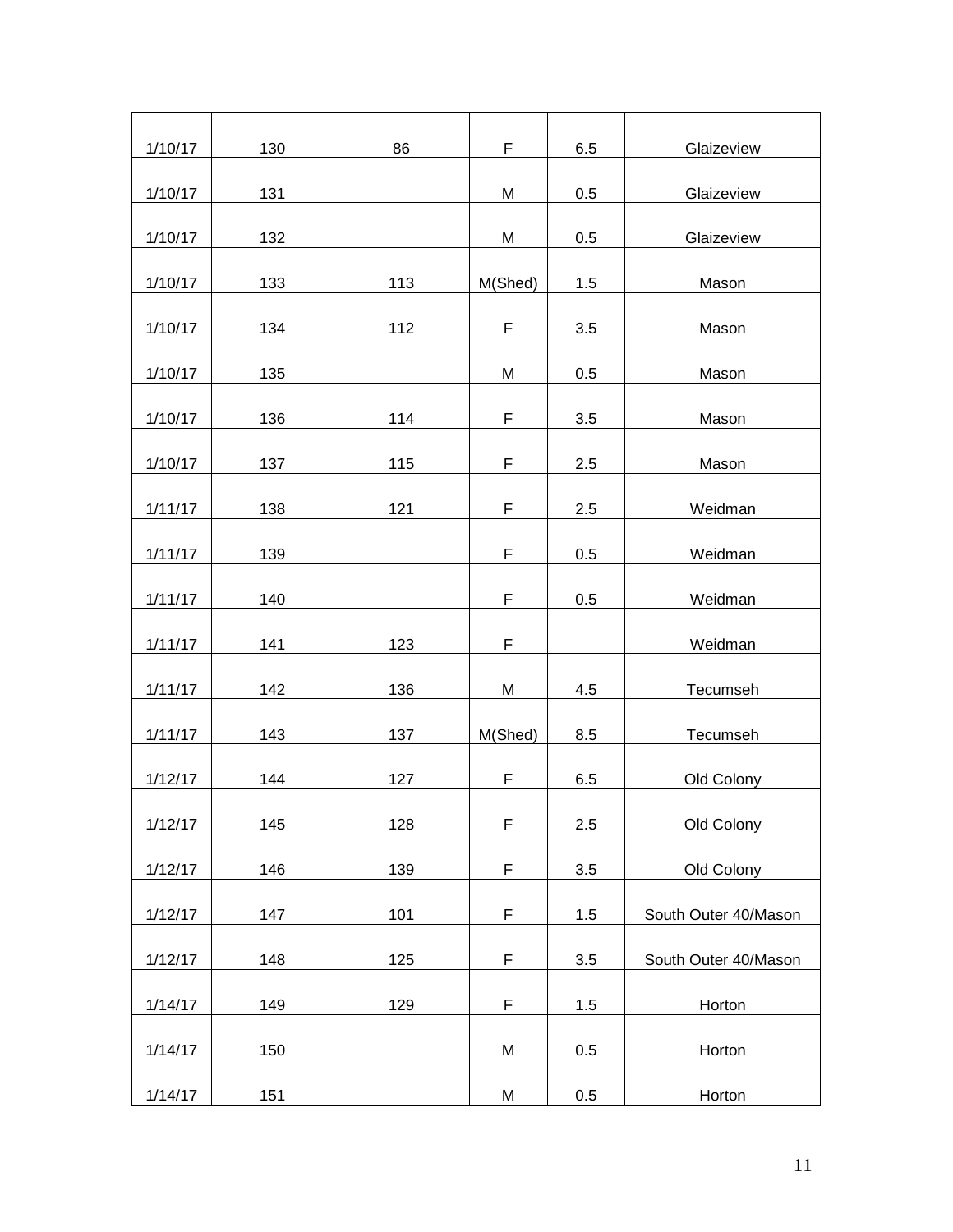| | | | | | |
|---|---|---|---|---|---|
| 1/10/17 | 130 | 86 | F | 6.5 | Glaizeview |
| 1/10/17 | 131 | | M | 0.5 | Glaizeview |
| 1/10/17 | 132 | | M | 0.5 | Glaizeview |
| 1/10/17 | 133 | 113 | M(Shed) | 1.5 | Mason |
| 1/10/17 | 134 | 112 | F | 3.5 | Mason |
| 1/10/17 | 135 | | M | 0.5 | Mason |
| 1/10/17 | 136 | 114 | F | 3.5 | Mason |
| 1/10/17 | 137 | 115 | F | 2.5 | Mason |
| 1/11/17 | 138 | 121 | F | 2.5 | Weidman |
| 1/11/17 | 139 | | F | 0.5 | Weidman |
| 1/11/17 | 140 | | F | 0.5 | Weidman |
| 1/11/17 | 141 | 123 | F | | Weidman |
| 1/11/17 | 142 | 136 | M | 4.5 | Tecumseh |
| 1/11/17 | 143 | 137 | M(Shed) | 8.5 | Tecumseh |
| 1/12/17 | 144 | 127 | F | 6.5 | Old Colony |
| 1/12/17 | 145 | 128 | F | 2.5 | Old Colony |
| 1/12/17 | 146 | 139 | F | 3.5 | Old Colony |
| 1/12/17 | 147 | 101 | F | 1.5 | South Outer 40/Mason |
| 1/12/17 | 148 | 125 | F | 3.5 | South Outer 40/Mason |
| 1/14/17 | 149 | 129 | F | 1.5 | Horton |
| 1/14/17 | 150 | | M | 0.5 | Horton |
| 1/14/17 | 151 | | M | 0.5 | Horton |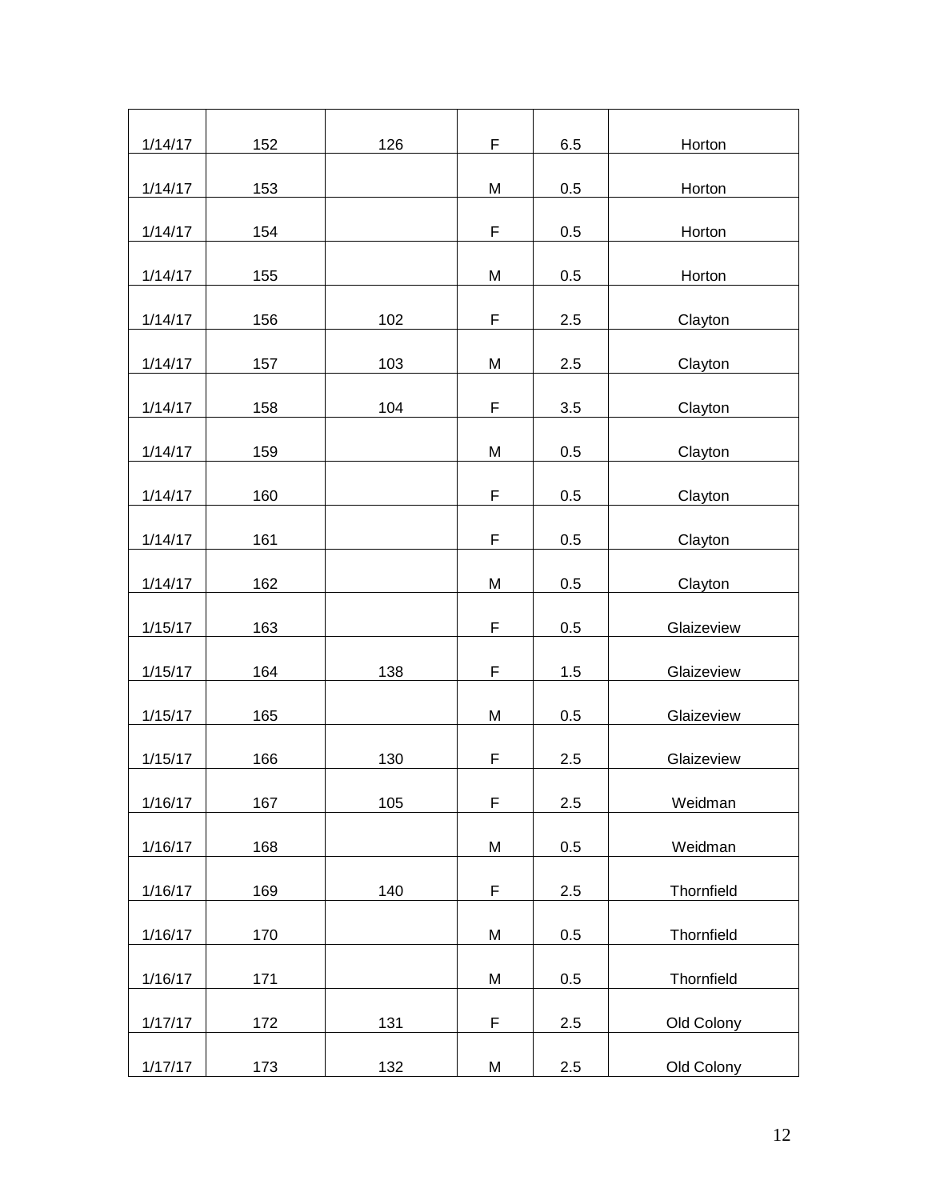| | | | | | |
|---|---|---|---|---|---|
| 1/14/17 | 152 | 126 | F | 6.5 | Horton |
| 1/14/17 | 153 | | M | 0.5 | Horton |
| 1/14/17 | 154 | | F | 0.5 | Horton |
| 1/14/17 | 155 | | M | 0.5 | Horton |
| 1/14/17 | 156 | 102 | F | 2.5 | Clayton |
| 1/14/17 | 157 | 103 | M | 2.5 | Clayton |
| 1/14/17 | 158 | 104 | F | 3.5 | Clayton |
| 1/14/17 | 159 | | M | 0.5 | Clayton |
| 1/14/17 | 160 | | F | 0.5 | Clayton |
| 1/14/17 | 161 | | F | 0.5 | Clayton |
| 1/14/17 | 162 | | M | 0.5 | Clayton |
| 1/15/17 | 163 | | F | 0.5 | Glaizeview |
| 1/15/17 | 164 | 138 | F | 1.5 | Glaizeview |
| 1/15/17 | 165 | | M | 0.5 | Glaizeview |
| 1/15/17 | 166 | 130 | F | 2.5 | Glaizeview |
| 1/16/17 | 167 | 105 | F | 2.5 | Weidman |
| 1/16/17 | 168 | | M | 0.5 | Weidman |
| 1/16/17 | 169 | 140 | F | 2.5 | Thornfield |
| 1/16/17 | 170 | | M | 0.5 | Thornfield |
| 1/16/17 | 171 | | M | 0.5 | Thornfield |
| 1/17/17 | 172 | 131 | F | 2.5 | Old Colony |
| 1/17/17 | 173 | 132 | M | 2.5 | Old Colony |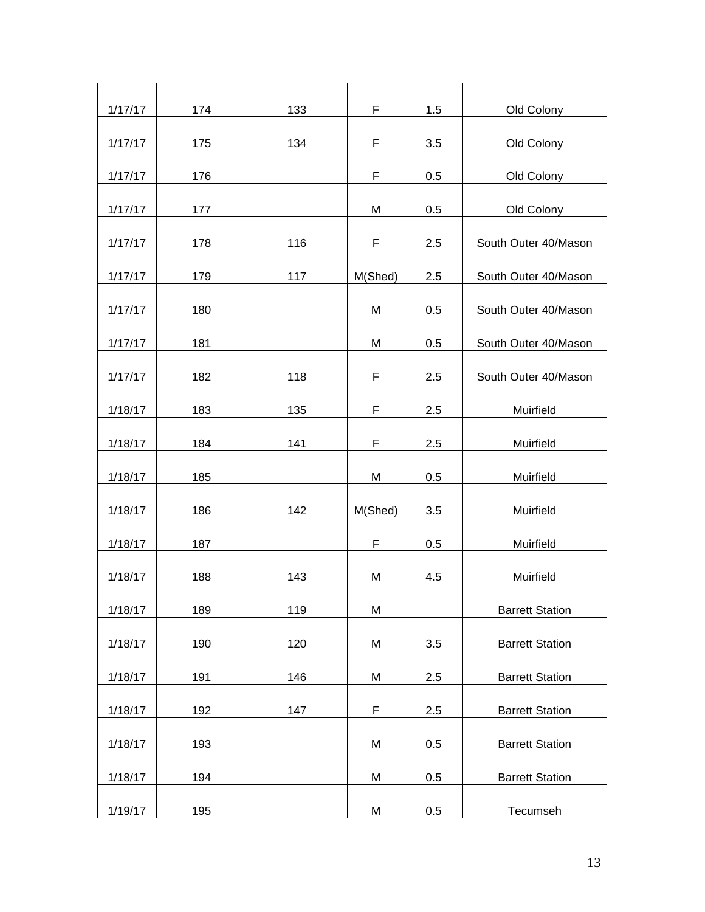| | | | | | |
|---|---|---|---|---|---|
| 1/17/17 | 174 | 133 | F | 1.5 | Old Colony |
| 1/17/17 | 175 | 134 | F | 3.5 | Old Colony |
| 1/17/17 | 176 | | F | 0.5 | Old Colony |
| 1/17/17 | 177 | | M | 0.5 | Old Colony |
| 1/17/17 | 178 | 116 | F | 2.5 | South Outer 40/Mason |
| 1/17/17 | 179 | 117 | M(Shed) | 2.5 | South Outer 40/Mason |
| 1/17/17 | 180 | | M | 0.5 | South Outer 40/Mason |
| 1/17/17 | 181 | | M | 0.5 | South Outer 40/Mason |
| 1/17/17 | 182 | 118 | F | 2.5 | South Outer 40/Mason |
| 1/18/17 | 183 | 135 | F | 2.5 | Muirfield |
| 1/18/17 | 184 | 141 | F | 2.5 | Muirfield |
| 1/18/17 | 185 | | M | 0.5 | Muirfield |
| 1/18/17 | 186 | 142 | M(Shed) | 3.5 | Muirfield |
| 1/18/17 | 187 | | F | 0.5 | Muirfield |
| 1/18/17 | 188 | 143 | M | 4.5 | Muirfield |
| 1/18/17 | 189 | 119 | M | | Barrett Station |
| 1/18/17 | 190 | 120 | M | 3.5 | Barrett Station |
| 1/18/17 | 191 | 146 | M | 2.5 | Barrett Station |
| 1/18/17 | 192 | 147 | F | 2.5 | Barrett Station |
| 1/18/17 | 193 | | M | 0.5 | Barrett Station |
| 1/18/17 | 194 | | M | 0.5 | Barrett Station |
| 1/19/17 | 195 | | M | 0.5 | Tecumseh |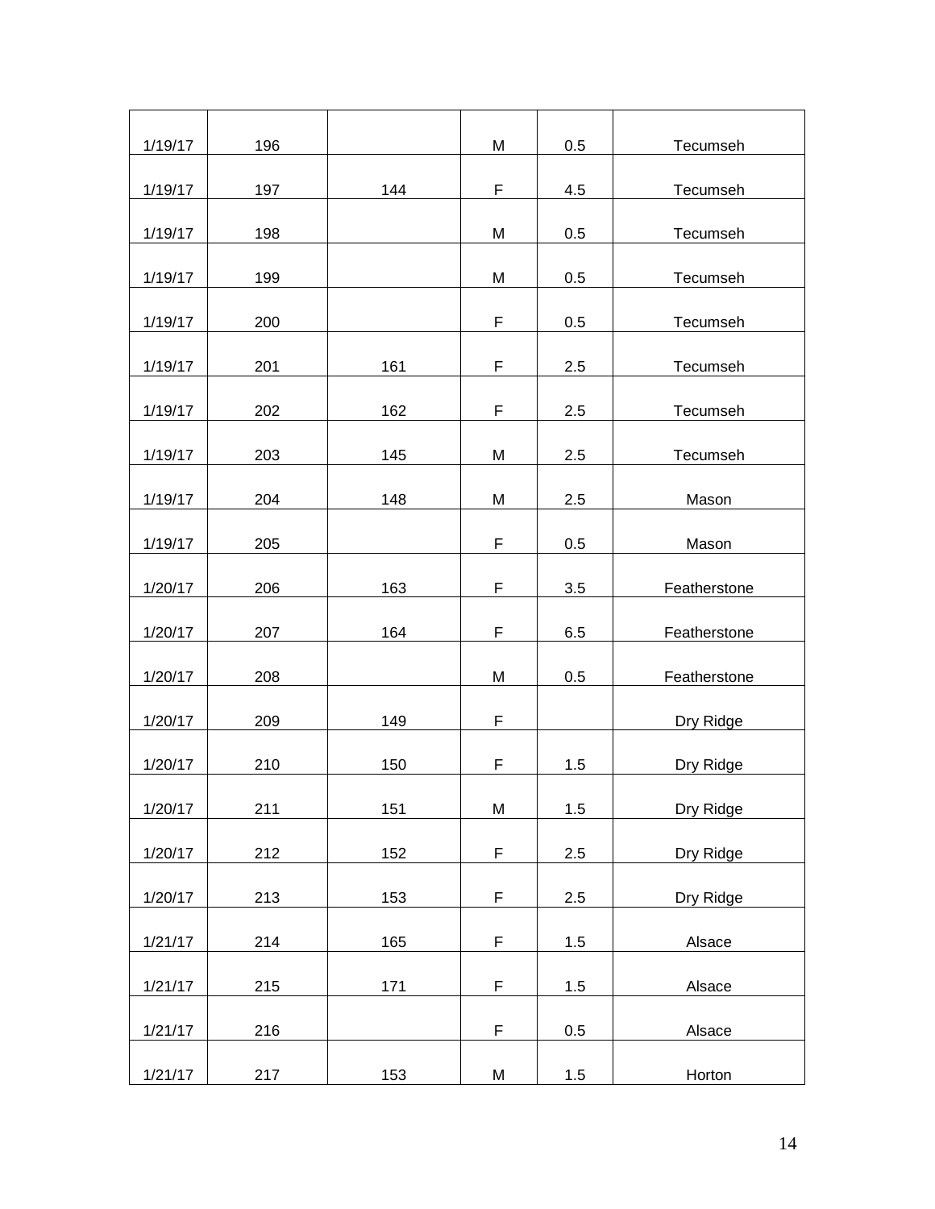| | | | | | |
|---|---|---|---|---|---|
| 1/19/17 | 196 | | M | 0.5 | Tecumseh |
| 1/19/17 | 197 | 144 | F | 4.5 | Tecumseh |
| 1/19/17 | 198 | | M | 0.5 | Tecumseh |
| 1/19/17 | 199 | | M | 0.5 | Tecumseh |
| 1/19/17 | 200 | | F | 0.5 | Tecumseh |
| 1/19/17 | 201 | 161 | F | 2.5 | Tecumseh |
| 1/19/17 | 202 | 162 | F | 2.5 | Tecumseh |
| 1/19/17 | 203 | 145 | M | 2.5 | Tecumseh |
| 1/19/17 | 204 | 148 | M | 2.5 | Mason |
| 1/19/17 | 205 | | F | 0.5 | Mason |
| 1/20/17 | 206 | 163 | F | 3.5 | Featherstone |
| 1/20/17 | 207 | 164 | F | 6.5 | Featherstone |
| 1/20/17 | 208 | | M | 0.5 | Featherstone |
| 1/20/17 | 209 | 149 | F | | Dry Ridge |
| 1/20/17 | 210 | 150 | F | 1.5 | Dry Ridge |
| 1/20/17 | 211 | 151 | M | 1.5 | Dry Ridge |
| 1/20/17 | 212 | 152 | F | 2.5 | Dry Ridge |
| 1/20/17 | 213 | 153 | F | 2.5 | Dry Ridge |
| 1/21/17 | 214 | 165 | F | 1.5 | Alsace |
| 1/21/17 | 215 | 171 | F | 1.5 | Alsace |
| 1/21/17 | 216 | | F | 0.5 | Alsace |
| 1/21/17 | 217 | 153 | M | 1.5 | Horton |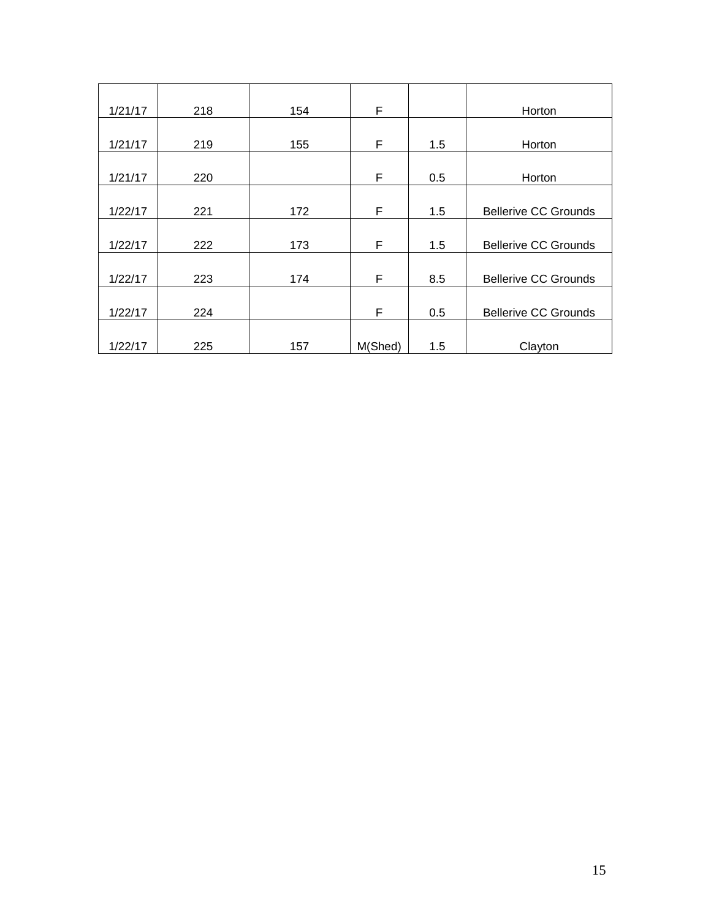| | | | | | |
|---|---|---|---|---|---|
| 1/21/17 | 218 | 154 | F | | Horton |
| 1/21/17 | 219 | 155 | F | 1.5 | Horton |
| 1/21/17 | 220 | | F | 0.5 | Horton |
| 1/22/17 | 221 | 172 | F | 1.5 | Bellerive CC Grounds |
| 1/22/17 | 222 | 173 | F | 1.5 | Bellerive CC Grounds |
| 1/22/17 | 223 | 174 | F | 8.5 | Bellerive CC Grounds |
| 1/22/17 | 224 | | F | 0.5 | Bellerive CC Grounds |
| 1/22/17 | 225 | 157 | M(Shed) | 1.5 | Clayton |